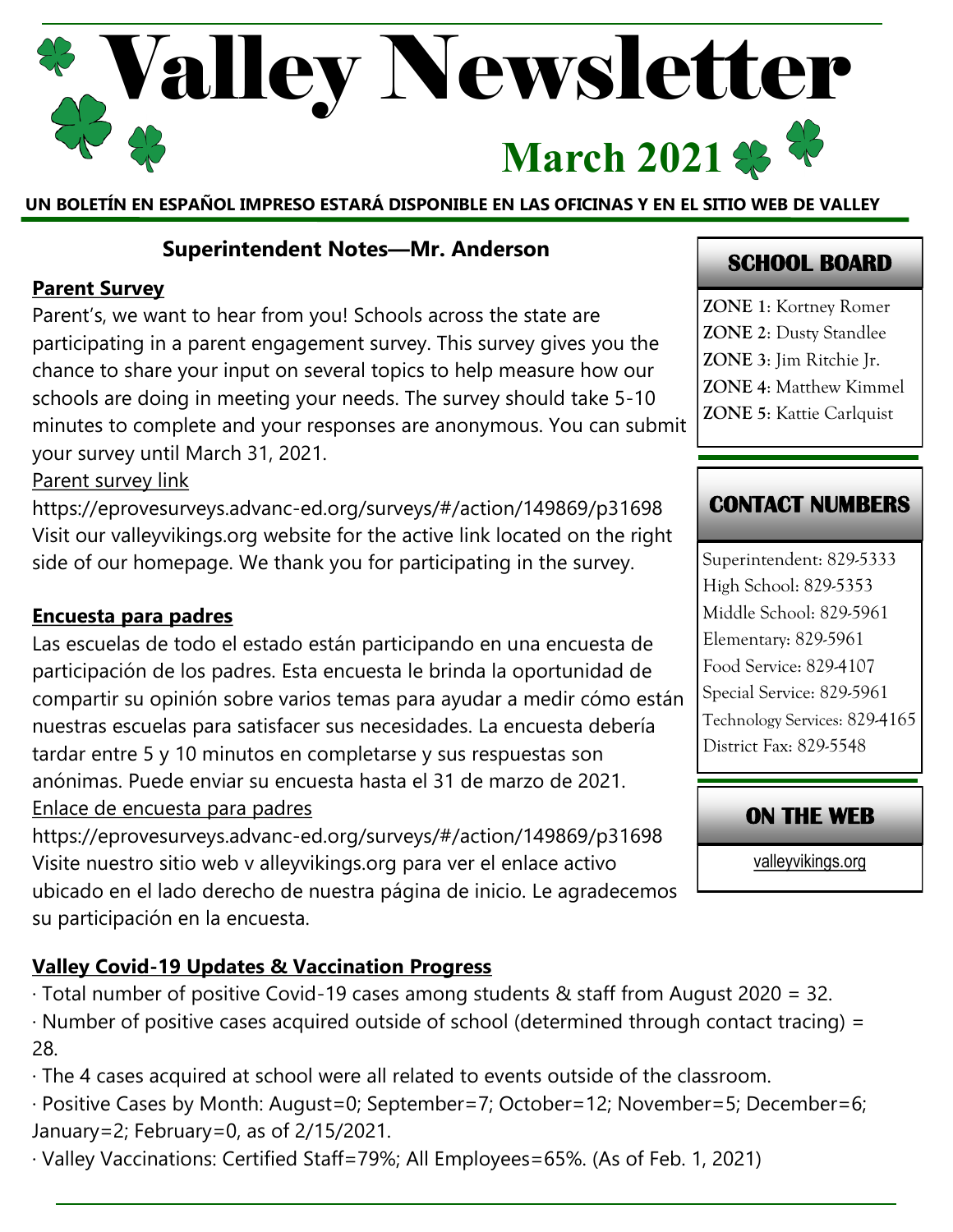# Valley Newsletter

## March 2021

**UN BOLETÍN EN ESPAÑOL IMPRESO ESTARÁ DISPONIBLE EN LAS OFICINAS Y EN EL SITIO WEB DE VALLEY**

### Superintendent Notes—Mr. Anderson

**Parent Survey**

Parent's, we want to hear from you! Schools across the state are participating in a parent engagement survey. This survey gives you the chance to share your input on several topics to help measure how our schools are doing in meeting your needs. The survey should take 5-10 minutes to complete and your responses are anonymous. You can submit your survey until March 31, 2021.

Parent survey link

https://eprovesurveys.advanc-ed.org/surveys/#/action/149869/p31698

Visit our valleyvikings.org website for the active link located on the right side of our homepage. We thank you for participating in the survey.

**Encuesta para padres**

Las escuelas de todo el estado están participando en una encuesta de participación de los padres. Esta encuesta le brinda la oportunidad de compartir su opinión sobre varios temas para ayudar a medir cómo están nuestras escuelas para satisfacer sus necesidades. La encuesta debería tardar entre 5 y 10 minutos en completarse y sus respuestas son anónimas. Puede enviar su encuesta hasta el 31 de marzo de 2021.

Enlace de encuesta para padres

https://eprovesurveys.advanc-ed.org/surveys/#/action/149869/p31698

Visite nuestro sitio web v alleyvikings.org para ver el enlace activo ubicado en el lado derecho de nuestra página de inicio. Le agradecemos su participación en la encuesta.

**Valley Covid-19 Updates & Vaccination Progress**

- Total number of positive Covid-19 cases among students & staff from August 2020 = 32.
- Number of positive cases acquired outside of school (determined through contact tracing) = 28.
- The 4 cases acquired at school were all related to events outside of the classroom.
- Positive Cases by Month: August=0; September=7; October=12; November=5; December=6; January=2; February=0, as of 2/15/2021.
- Valley Vaccinations: Certified Staff=79%; All Employees=65%. (As of Feb. 1, 2021)

### SCHOOL BOARD

**ZONE 1**: Kortney Romer
**ZONE 2**: Dusty Standlee
**ZONE 3**: Jim Ritchie Jr.
**ZONE 4**: Matthew Kimmel
**ZONE 5**: Kattie Carlquist

### CONTACT NUMBERS

Superintendent: 829-5333
High School: 829-5353
Middle School: 829-5961
Elementary: 829-5961
Food Service: 829-4107
Special Service: 829-5961
Technology Services: 829-4165
District Fax: 829-5548

### ON THE WEB

valleyvikings.org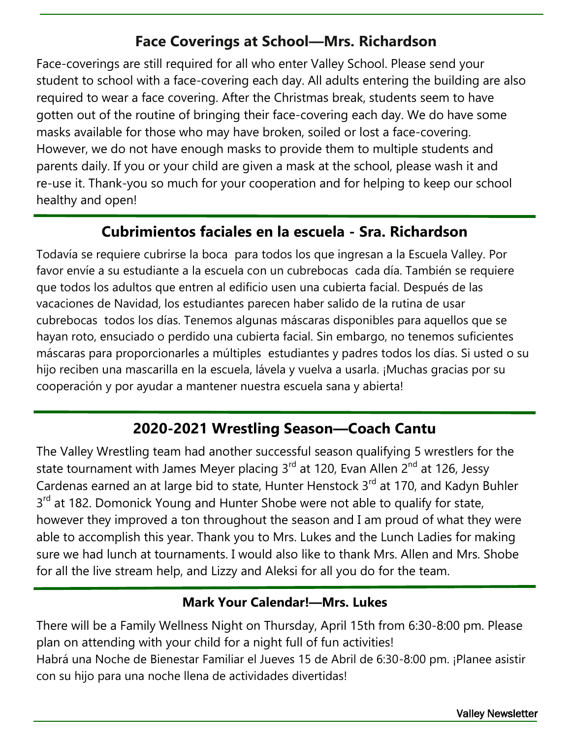## Face Coverings at School—Mrs. Richardson

Face-coverings are still required for all who enter Valley School. Please send your student to school with a face-covering each day. All adults entering the building are also required to wear a face covering. After the Christmas break, students seem to have gotten out of the routine of bringing their face-covering each day. We do have some masks available for those who may have broken, soiled or lost a face-covering. However, we do not have enough masks to provide them to multiple students and parents daily. If you or your child are given a mask at the school, please wash it and re-use it. Thank-you so much for your cooperation and for helping to keep our school healthy and open!

## Cubrimientos faciales en la escuela - Sra. Richardson

Todavía se requiere cubrirse la boca para todos los que ingresan a la Escuela Valley. Por favor envíe a su estudiante a la escuela con un cubrebocas cada día. También se requiere que todos los adultos que entren al edificio usen una cubierta facial. Después de las vacaciones de Navidad, los estudiantes parecen haber salido de la rutina de usar cubrebocas todos los días. Tenemos algunas máscaras disponibles para aquellos que se hayan roto, ensuciado o perdido una cubierta facial. Sin embargo, no tenemos suficientes máscaras para proporcionarles a múltiples estudiantes y padres todos los días. Si usted o su hijo reciben una mascarilla en la escuela, lávela y vuelva a usarla. ¡Muchas gracias por su cooperación y por ayudar a mantener nuestra escuela sana y abierta!

## 2020-2021 Wrestling Season—Coach Cantu

The Valley Wrestling team had another successful season qualifying 5 wrestlers for the state tournament with James Meyer placing 3rd at 120, Evan Allen 2nd at 126, Jessy Cardenas earned an at large bid to state, Hunter Henstock 3rd at 170, and Kadyn Buhler 3rd at 182. Domonick Young and Hunter Shobe were not able to qualify for state, however they improved a ton throughout the season and I am proud of what they were able to accomplish this year. Thank you to Mrs. Lukes and the Lunch Ladies for making sure we had lunch at tournaments. I would also like to thank Mrs. Allen and Mrs. Shobe for all the live stream help, and Lizzy and Aleksi for all you do for the team.

### Mark Your Calendar!—Mrs. Lukes

There will be a Family Wellness Night on Thursday, April 15th from 6:30-8:00 pm. Please plan on attending with your child for a night full of fun activities!
Habrá una Noche de Bienestar Familiar el Jueves 15 de Abril de 6:30-8:00 pm. ¡Planee asistir con su hijo para una noche llena de actividades divertidas!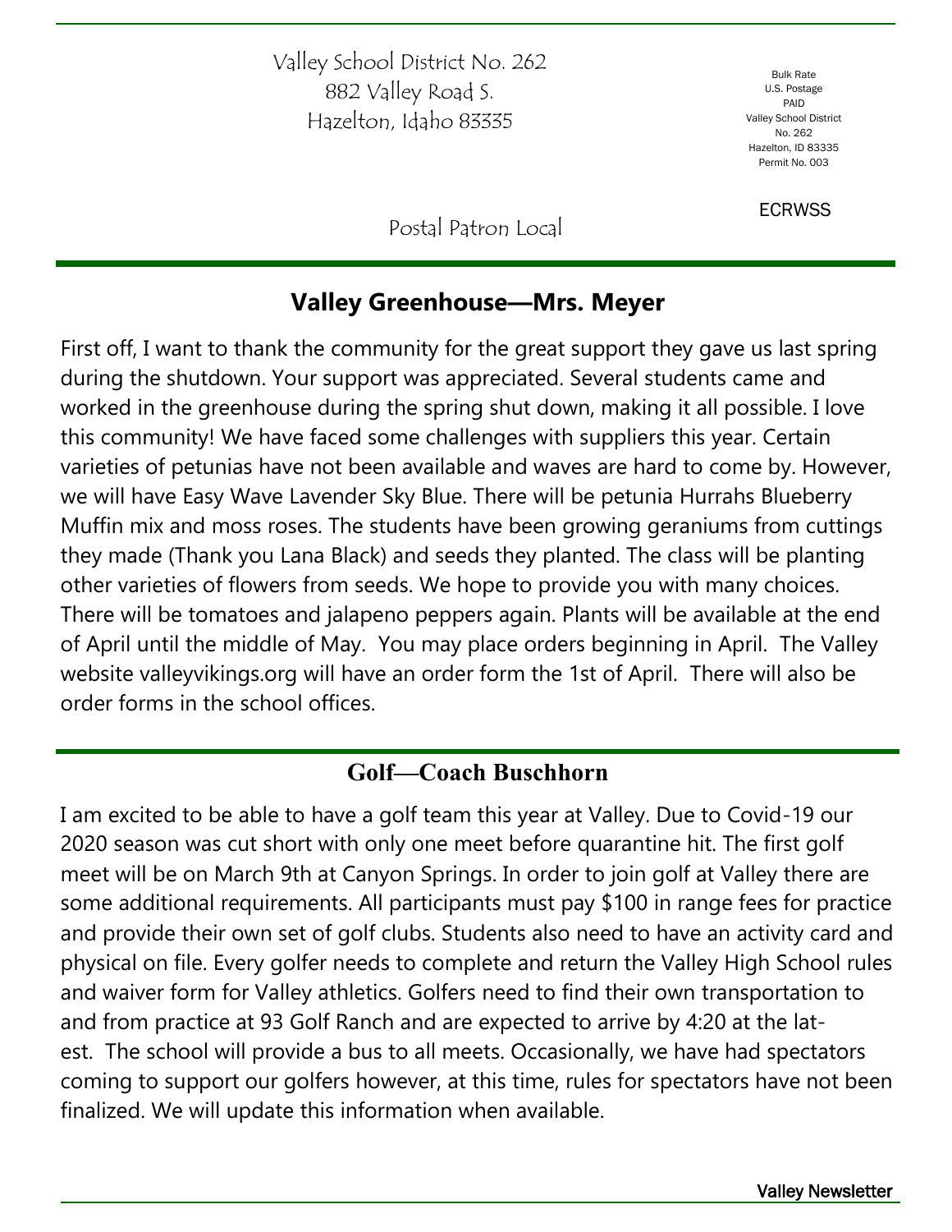Valley School District No. 262
882 Valley Road S.
Hazelton, Idaho 83335

Bulk Rate
U.S. Postage
PAID
Valley School District
No. 262
Hazelton, ID 83335
Permit No. 003

ECRWSS

Postal Patron Local

## Valley Greenhouse—Mrs. Meyer

First off, I want to thank the community for the great support they gave us last spring during the shutdown. Your support was appreciated. Several students came and worked in the greenhouse during the spring shut down, making it all possible. I love this community! We have faced some challenges with suppliers this year. Certain varieties of petunias have not been available and waves are hard to come by. However, we will have Easy Wave Lavender Sky Blue. There will be petunia Hurrahs Blueberry Muffin mix and moss roses. The students have been growing geraniums from cuttings they made (Thank you Lana Black) and seeds they planted. The class will be planting other varieties of flowers from seeds. We hope to provide you with many choices. There will be tomatoes and jalapeno peppers again. Plants will be available at the end of April until the middle of May. You may place orders beginning in April. The Valley website valleyvikings.org will have an order form the 1st of April. There will also be order forms in the school offices.

## Golf—Coach Buschhorn

I am excited to be able to have a golf team this year at Valley. Due to Covid-19 our 2020 season was cut short with only one meet before quarantine hit. The first golf meet will be on March 9th at Canyon Springs. In order to join golf at Valley there are some additional requirements. All participants must pay $100 in range fees for practice and provide their own set of golf clubs. Students also need to have an activity card and physical on file. Every golfer needs to complete and return the Valley High School rules and waiver form for Valley athletics. Golfers need to find their own transportation to and from practice at 93 Golf Ranch and are expected to arrive by 4:20 at the latest. The school will provide a bus to all meets. Occasionally, we have had spectators coming to support our golfers however, at this time, rules for spectators have not been finalized. We will update this information when available.